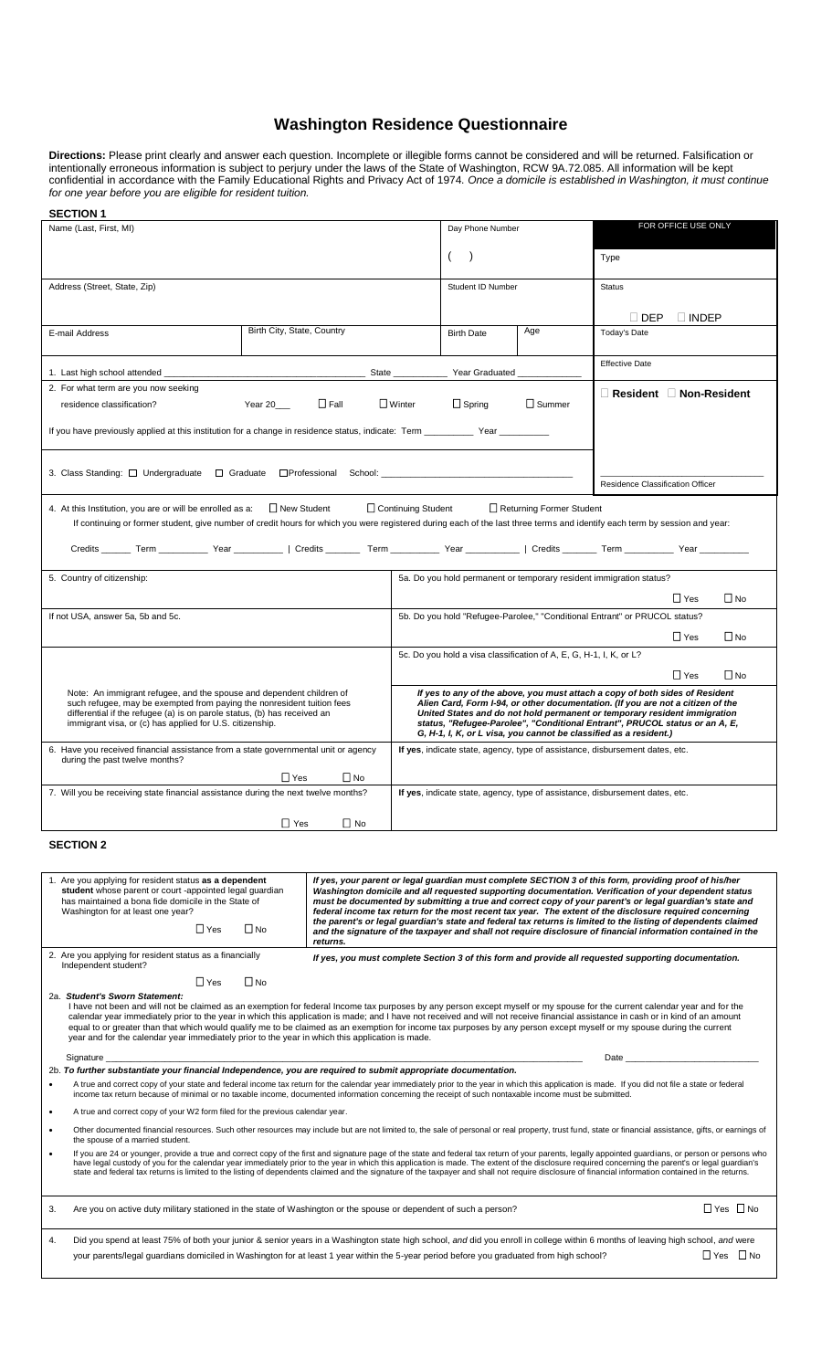# Washington Residence Questionnaire

**Directions:** Please print clearly and answer each question. Incomplete or illegible forms cannot be considered and will be returned. Falsification or intentionally erroneous information is subject to perjury under the laws of the State of Washington, RCW 9A.72.085. All information will be kept confidential in accordance with the Family Educational Rights and Privacy Act of 1974. *Once a domicile is established in Washington, it must continue for one year before you are eligible for resident tuition.*

## SECTION 1

| Name (Last, First, MI) | | Day Phone Number ( ) | | FOR OFFICE USE ONLY<br>Type |
|---|---|---|---|---|
| Address (Street, State, Zip) | | Student ID Number | | Status<br>☐ DEP ☐ INDEP |
| E-mail Address | Birth City, State, Country | Birth Date | Age | Today's Date |

1. Last high school attended ____________________ State __________ Year Graduated ____________

2. For what term are you now seeking residence classification? Year 20___ ☐ Fall ☐ Winter ☐ Spring ☐ Summer

If you have previously applied at this institution for a change in residence status, indicate: Term __________ Year __________

3. Class Standing: ☐ Undergraduate ☐ Graduate ☐ Professional School: ____________________

FOR OFFICE USE ONLY: Effective Date ______ ☐ **Resident** ☐ **Non-Resident** ______ Residence Classification Officer

4. At this Institution, you are or will be enrolled as a: ☐ New Student ☐ Continuing Student ☐ Returning Former Student

If continuing or former student, give number of credit hours for which you were registered during each of the last three terms and identify each term by session and year:

Credits ______ Term __________ Year __________ | Credits _______ Term __________ Year __________ | Credits _______ Term __________ Year _________

| 5. Country of citizenship: | 5a. Do you hold permanent or temporary resident immigration status? ☐ Yes ☐ No |
|---|---|
| If not USA, answer 5a, 5b and 5c. | 5b. Do you hold "Refugee-Parolee," "Conditional Entrant" or PRUCOL status? ☐ Yes ☐ No |
| | 5c. Do you hold a visa classification of A, E, G, H-1, I, K, or L? ☐ Yes ☐ No |
| Note: An immigrant refugee, and the spouse and dependent children of such refugee, may be exempted from paying the nonresident tuition fees differential if the refugee (a) is on parole status, (b) has received an immigrant visa, or (c) has applied for U.S. citizenship. | ***If yes to any of the above, you must attach a copy of both sides of Resident Alien Card, Form I-94, or other documentation. (If you are not a citizen of the United States and do not hold permanent or temporary resident immigration status, "Refugee-Parolee", "Conditional Entrant", PRUCOL status or an A, E, G, H-1, I, K, or L visa, you cannot be classified as a resident.)*** |
| 6. Have you received financial assistance from a state governmental unit or agency during the past twelve months? ☐ Yes ☐ No | **If yes**, indicate state, agency, type of assistance, disbursement dates, etc. |
| 7. Will you be receiving state financial assistance during the next twelve months? ☐ Yes ☐ No | **If yes**, indicate state, agency, type of assistance, disbursement dates, etc. |

## SECTION 2

| 1. Are you applying for resident status **as a dependent student** whose parent or court -appointed legal guardian has maintained a bona fide domicile in the State of Washington for at least one year? ☐ Yes ☐ No | ***If yes, your parent or legal guardian must complete SECTION 3 of this form, providing proof of his/her Washington domicile and all requested supporting documentation. Verification of your dependent status must be documented by submitting a true and correct copy of your parent's or legal guardian's state and federal income tax return for the most recent tax year. The extent of the disclosure required concerning the parent's or legal guardian's state and federal tax returns is limited to the listing of dependents claimed and the signature of the taxpayer and shall not require disclosure of financial information contained in the returns.*** |
|---|---|
| 2. Are you applying for resident status as a financially Independent student? ☐ Yes ☐ No | ***If yes, you must complete Section 3 of this form and provide all requested supporting documentation.*** |

2a. ***Student's Sworn Statement:***
I have not been and will not be claimed as an exemption for federal Income tax purposes by any person except myself or my spouse for the current calendar year and for the calendar year immediately prior to the year in which this application is made; and I have not received and will not receive financial assistance in cash or in kind of an amount equal to or greater than that which would qualify me to be claimed as an exemption for income tax purposes by any person except myself or my spouse during the current year and for the calendar year immediately prior to the year in which this application is made.

Signature ______________________________________________ Date ____________________

2b. ***To further substantiate your financial Independence, you are required to submit appropriate documentation.***

- A true and correct copy of your state and federal income tax return for the calendar year immediately prior to the year in which this application is made. If you did not file a state or federal income tax return because of minimal or no taxable income, documented information concerning the receipt of such nontaxable income must be submitted.
- A true and correct copy of your W2 form filed for the previous calendar year.
- Other documented financial resources. Such other resources may include but are not limited to, the sale of personal or real property, trust fund, state or financial assistance, gifts, or earnings of the spouse of a married student.
- If you are 24 or younger, provide a true and correct copy of the first and signature page of the state and federal tax return of your parents, legally appointed guardians, or person or persons who have legal custody of you for the calendar year immediately prior to the year in which this application is made. The extent of the disclosure required concerning the parent's or legal guardian's state and federal tax returns is limited to the listing of dependents claimed and the signature of the taxpayer and shall not require disclosure of financial information contained in the returns.

3. Are you on active duty military stationed in the state of Washington or the spouse or dependent of such a person? ☐ Yes ☐ No

4. Did you spend at least 75% of both your junior & senior years in a Washington state high school, *and* did you enroll in college within 6 months of leaving high school, *and* were your parents/legal guardians domiciled in Washington for at least 1 year within the 5-year period before you graduated from high school? ☐ Yes ☐ No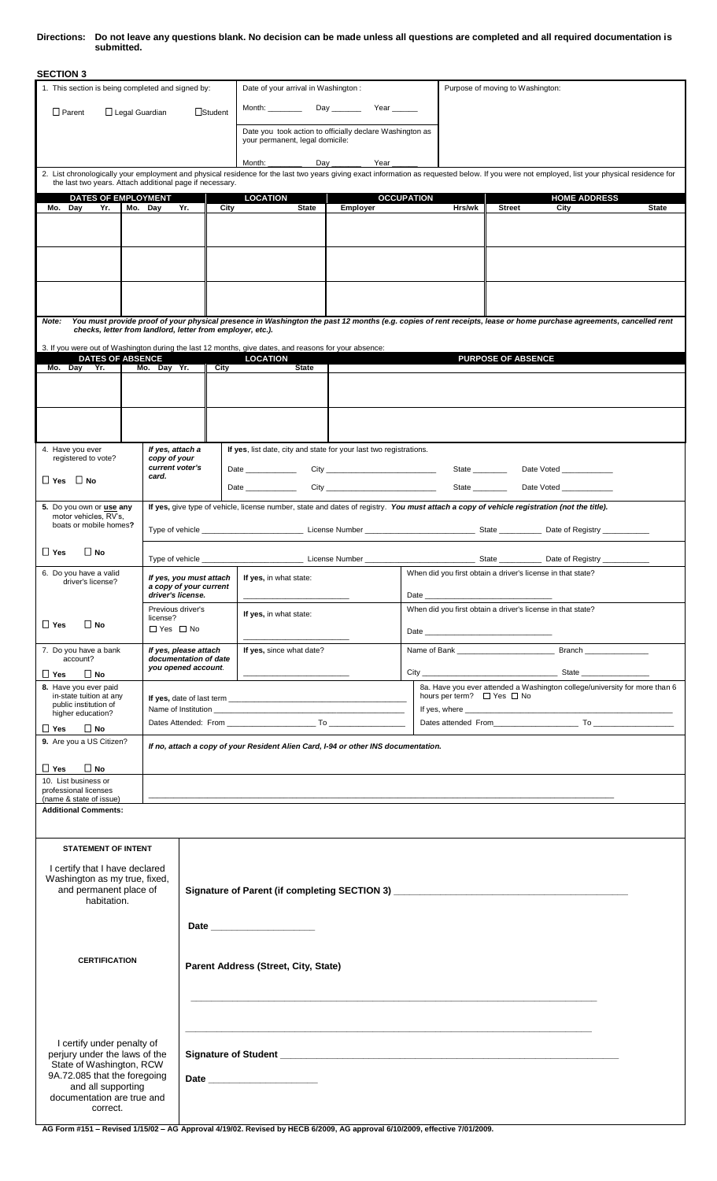**Directions: Do not leave any questions blank. No decision can be made unless all questions are completed and all required documentation is submitted.**

## SECTION 3

| 1. This section is being completed and signed by: | Date of your arrival in Washington : | Purpose of moving to Washington: |
|---|---|---|
| ☐ Parent ☐ Legal Guardian ☐ Student | Month: ________ Day _______ Year ______ | |
| | Date you took action to officially declare Washington as your permanent, legal domicile: | |
| | Month: ________ Day ________ Year ______ | |

2. List chronologically your employment and physical residence for the last two years giving exact information as requested below. If you were not employed, list your physical residence for the last two years. Attach additional page if necessary.

| DATES OF EMPLOYMENT | | LOCATION | | OCCUPATION | | HOME ADDRESS | | |
|---|---|---|---|---|---|---|---|---|
| Mo. Day Yr. | Mo. Day Yr. | City | State | Employer | Hrs/wk | Street | City | State |
| | | | | | | | | |
| | | | | | | | | |
| | | | | | | | | |

*Note: **You must provide proof of your physical presence in Washington the past 12 months (e.g. copies of rent receipts, lease or home purchase agreements, cancelled rent checks, letter from landlord, letter from employer, etc.).***

3. If you were out of Washington during the last 12 months, give dates, and reasons for your absence:

| DATES OF ABSENCE | | LOCATION | | PURPOSE OF ABSENCE |
|---|---|---|---|---|
| Mo. Day Yr. | Mo. Day Yr. | City | State | |
| | | | | |
| | | | | |

| | | |
|---|---|---|
| 4. Have you ever registered to vote? ☐ Yes ☐ No | ***If yes, attach a copy of your current voter's card.*** | **If yes**, list date, city and state for your last two registrations. Date ____________ City __________________________ State ________ Date Voted ___________ / Date ____________ City __________________________ State ________ Date Voted ___________ |
| **5.** Do you own or **use any** motor vehicles, RV's, boats or mobile homes**?** ☐ Yes ☐ No | | **If yes,** give type of vehicle, license number, state and dates of registry. ***You must attach a copy of vehicle registration (not the title).*** Type of vehicle ________________________ License Number __________________________ State __________ Date of Registry ___________ / Type of vehicle ________________________ License Number __________________________ State __________ Date of Registry ___________ |

| | | | |
|---|---|---|---|
| 6. Do you have a valid driver's license? ☐ Yes ☐ No | ***If yes, you must attach a copy of your current driver's license.*** | **If yes,** in what state: ________________________ | When did you first obtain a driver's license in that state? Date ______________________________ |
| | Previous driver's license? ☐ Yes ☐ No | **If yes,** in what state: ________________________ | When did you first obtain a driver's license in that state? Date ______________________________ |
| 7. Do you have a bank account? ☐ Yes ☐ No | ***If yes, please attach documentation of date you opened account.*** | **If yes,** since what date? ________________________ | Name of Bank ________________________ Branch ______________ City ______________________________ State ________________ |
| **8.** Have you ever paid in-state tuition at any public institution of higher education? ☐ Yes ☐ No | **If yes,** date of last term ______________ Name of Institution ______________ Dates Attended: From ____________ To ____________ | | **8a.** Have you ever attended a Washington college/university for more than 6 hours per term? ☐ Yes ☐ No If yes, where ______________ Dates attended From ____________ To ____________ |
| **9.** Are you a US Citizen? ☐ Yes ☐ No | ***If no, attach a copy of your Resident Alien Card, I-94 or other INS documentation.*** | | |
| 10. List business or professional licenses (name & state of issue) | ______________________________________________ | | |

**Additional Comments:**

| | |
|---|---|
| **STATEMENT OF INTENT** I certify that I have declared Washington as my true, fixed, and permanent place of habitation. | **Signature of Parent (if completing SECTION 3)** ________________________________ **Date** ____________________ |
| **CERTIFICATION** | **Parent Address (Street, City, State)** ________________________________ ________________________________ |
| I certify under penalty of perjury under the laws of the State of Washington, RCW 9A.72.085 that the foregoing and all supporting documentation are true and correct. | **Signature of Student** ________________________________ **Date** ____________________ |

**AG Form #151 – Revised 1/15/02 – AG Approval 4/19/02. Revised by HECB 6/2009, AG approval 6/10/2009, effective 7/01/2009.**